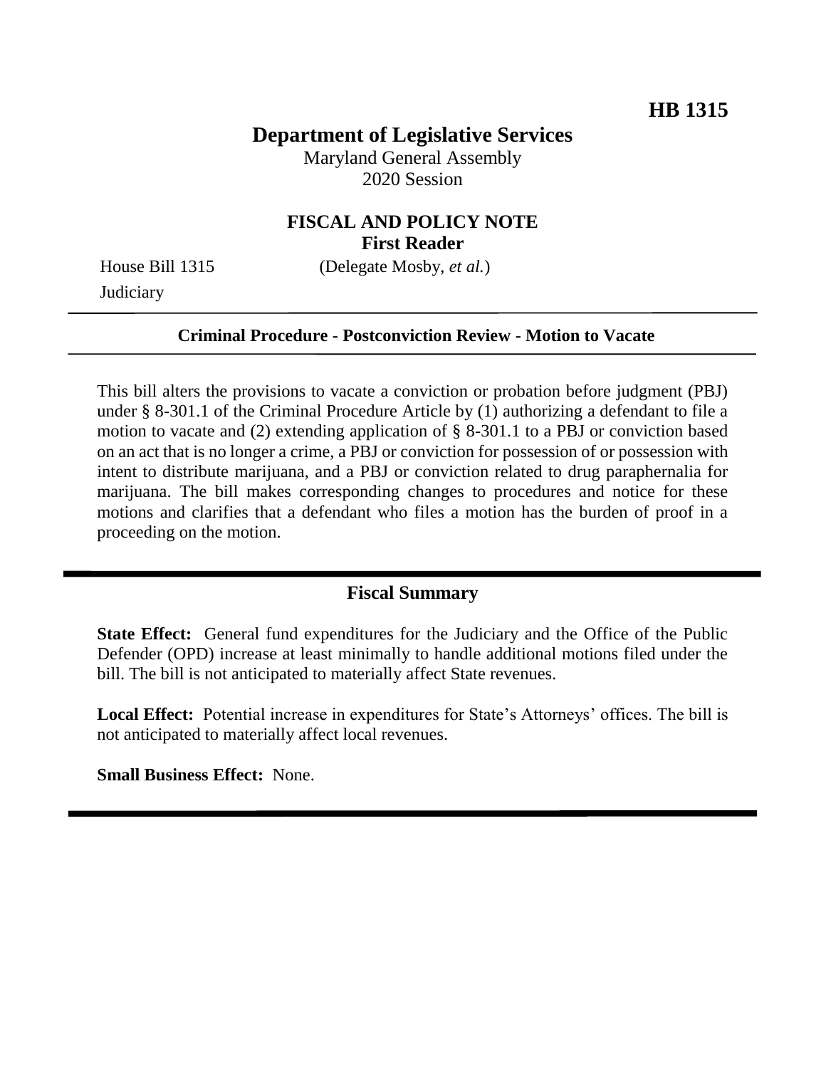**HB 1315**

# Department of Legislative Services

Maryland General Assembly
2020 Session

## FISCAL AND POLICY NOTE
**First Reader**

House Bill 1315 (Delegate Mosby, *et al.*)
Judiciary

---

**Criminal Procedure - Postconviction Review - Motion to Vacate**

---

This bill alters the provisions to vacate a conviction or probation before judgment (PBJ) under § 8-301.1 of the Criminal Procedure Article by (1) authorizing a defendant to file a motion to vacate and (2) extending application of § 8-301.1 to a PBJ or conviction based on an act that is no longer a crime, a PBJ or conviction for possession of or possession with intent to distribute marijuana, and a PBJ or conviction related to drug paraphernalia for marijuana. The bill makes corresponding changes to procedures and notice for these motions and clarifies that a defendant who files a motion has the burden of proof in a proceeding on the motion.

---

## Fiscal Summary

**State Effect:** General fund expenditures for the Judiciary and the Office of the Public Defender (OPD) increase at least minimally to handle additional motions filed under the bill. The bill is not anticipated to materially affect State revenues.

**Local Effect:** Potential increase in expenditures for State's Attorneys' offices. The bill is not anticipated to materially affect local revenues.

**Small Business Effect:** None.

---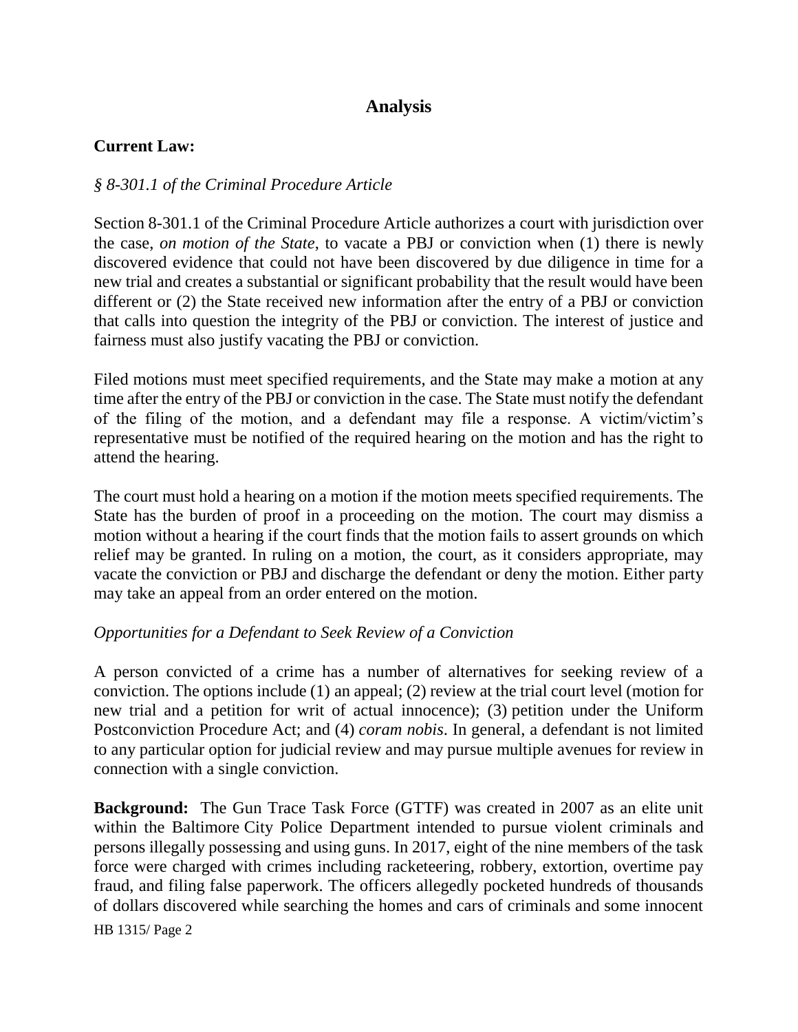## Analysis

**Current Law:**

*§ 8-301.1 of the Criminal Procedure Article*

Section 8-301.1 of the Criminal Procedure Article authorizes a court with jurisdiction over the case, *on motion of the State*, to vacate a PBJ or conviction when (1) there is newly discovered evidence that could not have been discovered by due diligence in time for a new trial and creates a substantial or significant probability that the result would have been different or (2) the State received new information after the entry of a PBJ or conviction that calls into question the integrity of the PBJ or conviction. The interest of justice and fairness must also justify vacating the PBJ or conviction.

Filed motions must meet specified requirements, and the State may make a motion at any time after the entry of the PBJ or conviction in the case. The State must notify the defendant of the filing of the motion, and a defendant may file a response. A victim/victim's representative must be notified of the required hearing on the motion and has the right to attend the hearing.

The court must hold a hearing on a motion if the motion meets specified requirements. The State has the burden of proof in a proceeding on the motion. The court may dismiss a motion without a hearing if the court finds that the motion fails to assert grounds on which relief may be granted. In ruling on a motion, the court, as it considers appropriate, may vacate the conviction or PBJ and discharge the defendant or deny the motion. Either party may take an appeal from an order entered on the motion.

*Opportunities for a Defendant to Seek Review of a Conviction*

A person convicted of a crime has a number of alternatives for seeking review of a conviction. The options include (1) an appeal; (2) review at the trial court level (motion for new trial and a petition for writ of actual innocence); (3) petition under the Uniform Postconviction Procedure Act; and (4) *coram nobis*. In general, a defendant is not limited to any particular option for judicial review and may pursue multiple avenues for review in connection with a single conviction.

**Background:** The Gun Trace Task Force (GTTF) was created in 2007 as an elite unit within the Baltimore City Police Department intended to pursue violent criminals and persons illegally possessing and using guns. In 2017, eight of the nine members of the task force were charged with crimes including racketeering, robbery, extortion, overtime pay fraud, and filing false paperwork. The officers allegedly pocketed hundreds of thousands of dollars discovered while searching the homes and cars of criminals and some innocent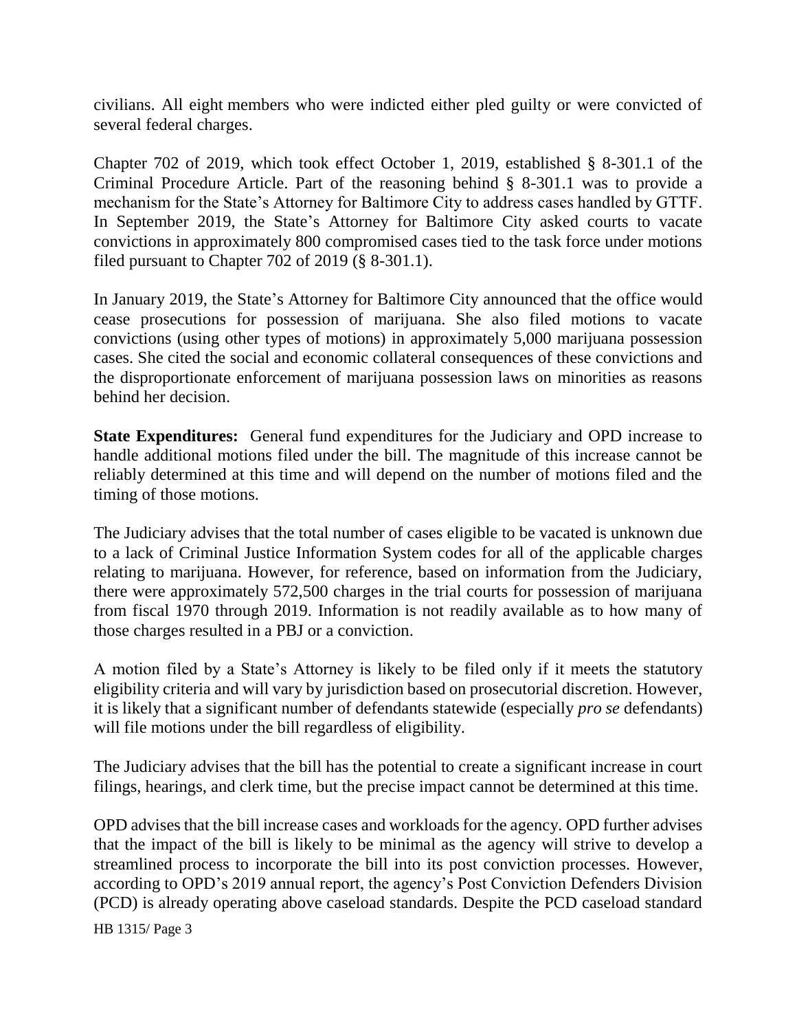civilians. All eight members who were indicted either pled guilty or were convicted of several federal charges.

Chapter 702 of 2019, which took effect October 1, 2019, established § 8-301.1 of the Criminal Procedure Article. Part of the reasoning behind § 8-301.1 was to provide a mechanism for the State's Attorney for Baltimore City to address cases handled by GTTF. In September 2019, the State's Attorney for Baltimore City asked courts to vacate convictions in approximately 800 compromised cases tied to the task force under motions filed pursuant to Chapter 702 of 2019 (§ 8-301.1).

In January 2019, the State's Attorney for Baltimore City announced that the office would cease prosecutions for possession of marijuana. She also filed motions to vacate convictions (using other types of motions) in approximately 5,000 marijuana possession cases. She cited the social and economic collateral consequences of these convictions and the disproportionate enforcement of marijuana possession laws on minorities as reasons behind her decision.

**State Expenditures:** General fund expenditures for the Judiciary and OPD increase to handle additional motions filed under the bill. The magnitude of this increase cannot be reliably determined at this time and will depend on the number of motions filed and the timing of those motions.

The Judiciary advises that the total number of cases eligible to be vacated is unknown due to a lack of Criminal Justice Information System codes for all of the applicable charges relating to marijuana. However, for reference, based on information from the Judiciary, there were approximately 572,500 charges in the trial courts for possession of marijuana from fiscal 1970 through 2019. Information is not readily available as to how many of those charges resulted in a PBJ or a conviction.

A motion filed by a State's Attorney is likely to be filed only if it meets the statutory eligibility criteria and will vary by jurisdiction based on prosecutorial discretion. However, it is likely that a significant number of defendants statewide (especially *pro se* defendants) will file motions under the bill regardless of eligibility.

The Judiciary advises that the bill has the potential to create a significant increase in court filings, hearings, and clerk time, but the precise impact cannot be determined at this time.

OPD advises that the bill increase cases and workloads for the agency. OPD further advises that the impact of the bill is likely to be minimal as the agency will strive to develop a streamlined process to incorporate the bill into its post conviction processes. However, according to OPD's 2019 annual report, the agency's Post Conviction Defenders Division (PCD) is already operating above caseload standards. Despite the PCD caseload standard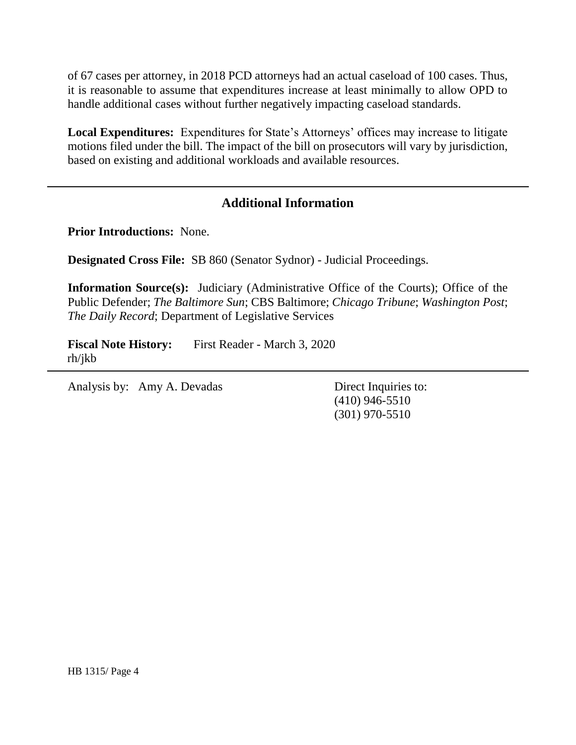of 67 cases per attorney, in 2018 PCD attorneys had an actual caseload of 100 cases. Thus, it is reasonable to assume that expenditures increase at least minimally to allow OPD to handle additional cases without further negatively impacting caseload standards.

**Local Expenditures:** Expenditures for State's Attorneys' offices may increase to litigate motions filed under the bill. The impact of the bill on prosecutors will vary by jurisdiction, based on existing and additional workloads and available resources.

## Additional Information

**Prior Introductions:** None.

**Designated Cross File:** SB 860 (Senator Sydnor) - Judicial Proceedings.

**Information Source(s):** Judiciary (Administrative Office of the Courts); Office of the Public Defender; *The Baltimore Sun*; CBS Baltimore; *Chicago Tribune*; *Washington Post*; *The Daily Record*; Department of Legislative Services

**Fiscal Note History:** First Reader - March 3, 2020
rh/jkb

Analysis by: Amy A. Devadas

Direct Inquiries to:
(410) 946-5510
(301) 970-5510